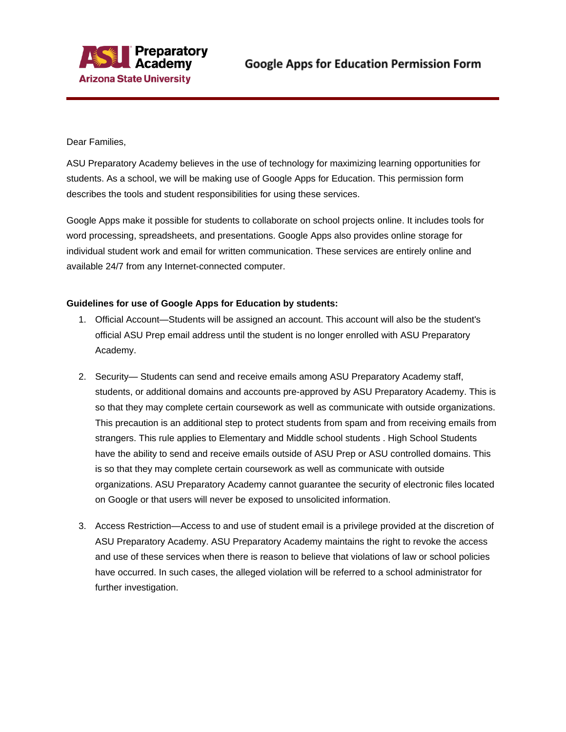ASU Preparatory Academy
Arizona State University

# Google Apps for Education Permission Form

Dear Families,

ASU Preparatory Academy believes in the use of technology for maximizing learning opportunities for students. As a school, we will be making use of Google Apps for Education. This permission form describes the tools and student responsibilities for using these services.

Google Apps make it possible for students to collaborate on school projects online. It includes tools for word processing, spreadsheets, and presentations. Google Apps also provides online storage for individual student work and email for written communication. These services are entirely online and available 24/7 from any Internet-connected computer.

**Guidelines for use of Google Apps for Education by students:**

1. Official Account—Students will be assigned an account. This account will also be the student's official ASU Prep email address until the student is no longer enrolled with ASU Preparatory Academy.

2. Security— Students can send and receive emails among ASU Preparatory Academy staff, students, or additional domains and accounts pre-approved by ASU Preparatory Academy. This is so that they may complete certain coursework as well as communicate with outside organizations. This precaution is an additional step to protect students from spam and from receiving emails from strangers. This rule applies to Elementary and Middle school students . High School Students have the ability to send and receive emails outside of ASU Prep or ASU controlled domains. This is so that they may complete certain coursework as well as communicate with outside organizations. ASU Preparatory Academy cannot guarantee the security of electronic files located on Google or that users will never be exposed to unsolicited information.

3. Access Restriction—Access to and use of student email is a privilege provided at the discretion of ASU Preparatory Academy. ASU Preparatory Academy maintains the right to revoke the access and use of these services when there is reason to believe that violations of law or school policies have occurred. In such cases, the alleged violation will be referred to a school administrator for further investigation.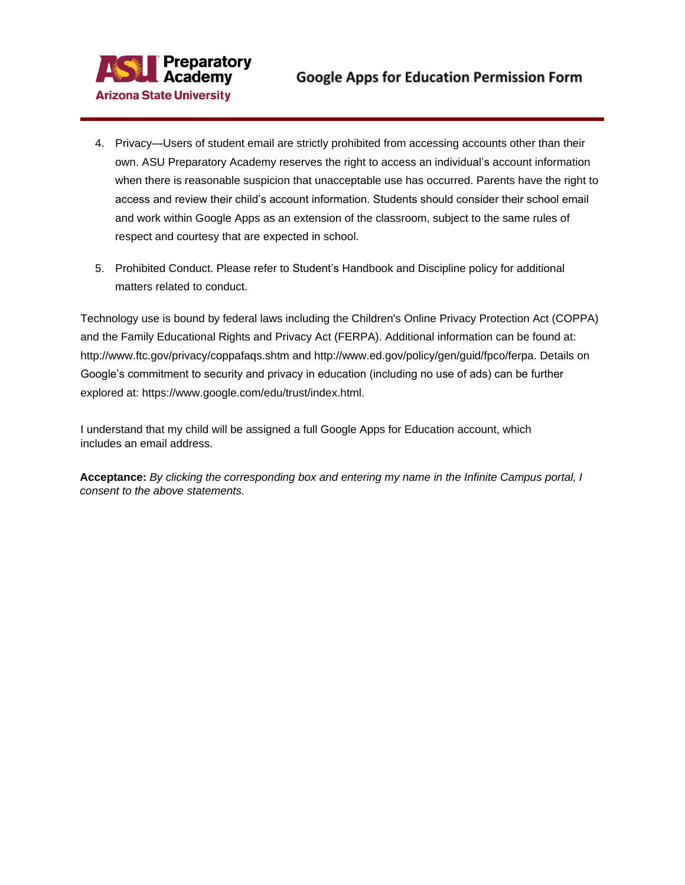4. Privacy—Users of student email are strictly prohibited from accessing accounts other than their own. ASU Preparatory Academy reserves the right to access an individual's account information when there is reasonable suspicion that unacceptable use has occurred. Parents have the right to access and review their child's account information. Students should consider their school email and work within Google Apps as an extension of the classroom, subject to the same rules of respect and courtesy that are expected in school.

5. Prohibited Conduct. Please refer to Student's Handbook and Discipline policy for additional matters related to conduct.

Technology use is bound by federal laws including the Children's Online Privacy Protection Act (COPPA) and the Family Educational Rights and Privacy Act (FERPA). Additional information can be found at: http://www.ftc.gov/privacy/coppafaqs.shtm and http://www.ed.gov/policy/gen/guid/fpco/ferpa. Details on Google's commitment to security and privacy in education (including no use of ads) can be further explored at: https://www.google.com/edu/trust/index.html.

I understand that my child will be assigned a full Google Apps for Education account, which includes an email address.

**Acceptance:** *By clicking the corresponding box and entering my name in the Infinite Campus portal, I consent to the above statements.*